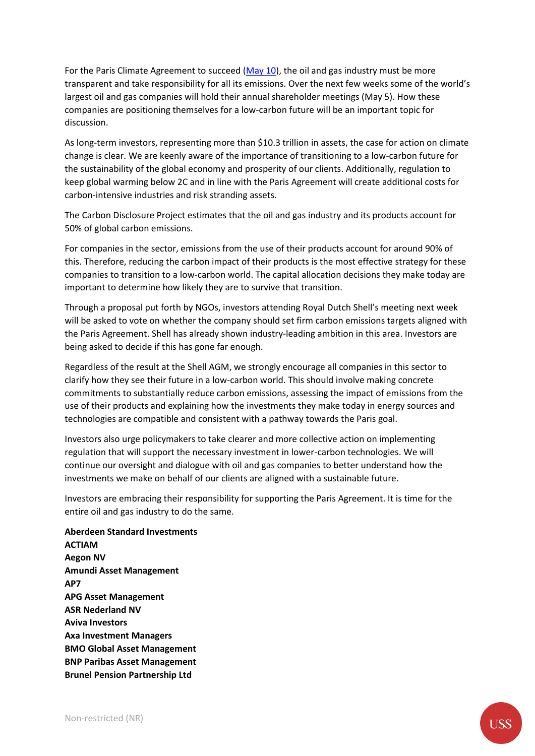For the Paris Climate Agreement to succeed (May 10), the oil and gas industry must be more transparent and take responsibility for all its emissions. Over the next few weeks some of the world's largest oil and gas companies will hold their annual shareholder meetings (May 5). How these companies are positioning themselves for a low-carbon future will be an important topic for discussion.

As long-term investors, representing more than $10.3 trillion in assets, the case for action on climate change is clear. We are keenly aware of the importance of transitioning to a low-carbon future for the sustainability of the global economy and prosperity of our clients. Additionally, regulation to keep global warming below 2C and in line with the Paris Agreement will create additional costs for carbon-intensive industries and risk stranding assets.

The Carbon Disclosure Project estimates that the oil and gas industry and its products account for 50% of global carbon emissions.

For companies in the sector, emissions from the use of their products account for around 90% of this. Therefore, reducing the carbon impact of their products is the most effective strategy for these companies to transition to a low-carbon world. The capital allocation decisions they make today are important to determine how likely they are to survive that transition.

Through a proposal put forth by NGOs, investors attending Royal Dutch Shell's meeting next week will be asked to vote on whether the company should set firm carbon emissions targets aligned with the Paris Agreement. Shell has already shown industry-leading ambition in this area. Investors are being asked to decide if this has gone far enough.

Regardless of the result at the Shell AGM, we strongly encourage all companies in this sector to clarify how they see their future in a low-carbon world. This should involve making concrete commitments to substantially reduce carbon emissions, assessing the impact of emissions from the use of their products and explaining how the investments they make today in energy sources and technologies are compatible and consistent with a pathway towards the Paris goal.

Investors also urge policymakers to take clearer and more collective action on implementing regulation that will support the necessary investment in lower-carbon technologies. We will continue our oversight and dialogue with oil and gas companies to better understand how the investments we make on behalf of our clients are aligned with a sustainable future.

Investors are embracing their responsibility for supporting the Paris Agreement. It is time for the entire oil and gas industry to do the same.

**Aberdeen Standard Investments**
**ACTIAM**
**Aegon NV**
**Amundi Asset Management**
**AP7**
**APG Asset Management**
**ASR Nederland NV**
**Aviva Investors**
**Axa Investment Managers**
**BMO Global Asset Management**
**BNP Paribas Asset Management**
**Brunel Pension Partnership Ltd**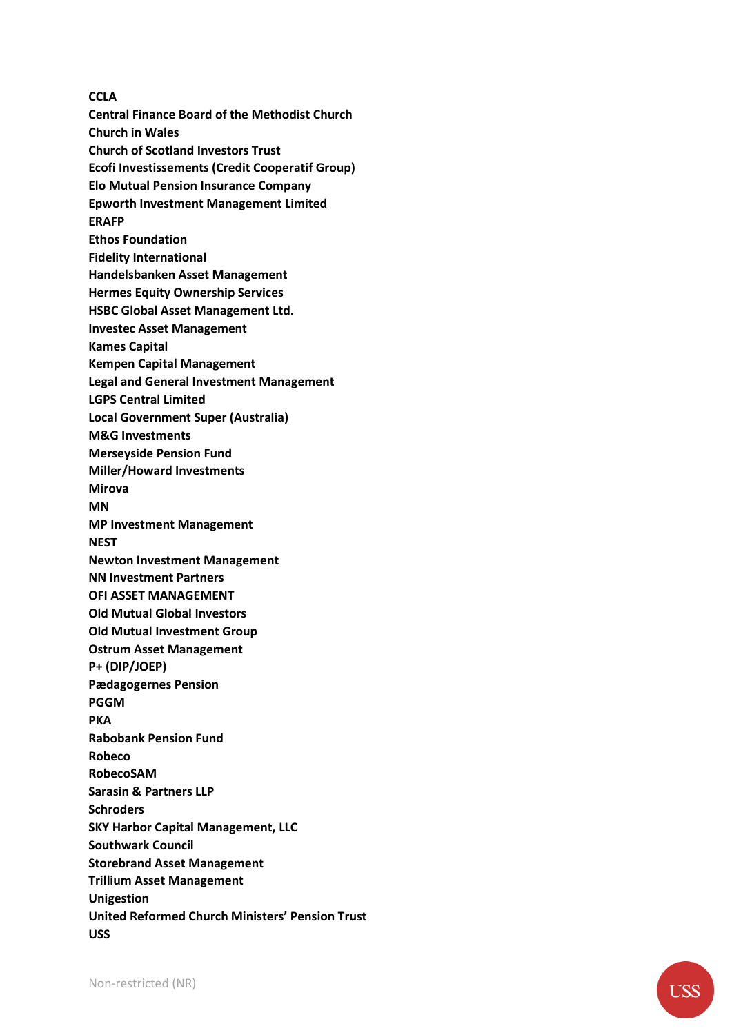**CCLA**
**Central Finance Board of the Methodist Church**
**Church in Wales**
**Church of Scotland Investors Trust**
**Ecofi Investissements (Credit Cooperatif Group)**
**Elo Mutual Pension Insurance Company**
**Epworth Investment Management Limited**
**ERAFP**
**Ethos Foundation**
**Fidelity International**
**Handelsbanken Asset Management**
**Hermes Equity Ownership Services**
**HSBC Global Asset Management Ltd.**
**Investec Asset Management**
**Kames Capital**
**Kempen Capital Management**
**Legal and General Investment Management**
**LGPS Central Limited**
**Local Government Super (Australia)**
**M&G Investments**
**Merseyside Pension Fund**
**Miller/Howard Investments**
**Mirova**
**MN**
**MP Investment Management**
**NEST**
**Newton Investment Management**
**NN Investment Partners**
**OFI ASSET MANAGEMENT**
**Old Mutual Global Investors**
**Old Mutual Investment Group**
**Ostrum Asset Management**
**P+ (DIP/JOEP)**
**Pædagogernes Pension**
**PGGM**
**PKA**
**Rabobank Pension Fund**
**Robeco**
**RobecoSAM**
**Sarasin & Partners LLP**
**Schroders**
**SKY Harbor Capital Management, LLC**
**Southwark Council**
**Storebrand Asset Management**
**Trillium Asset Management**
**Unigestion**
**United Reformed Church Ministers' Pension Trust**
**USS**

Non-restricted (NR)